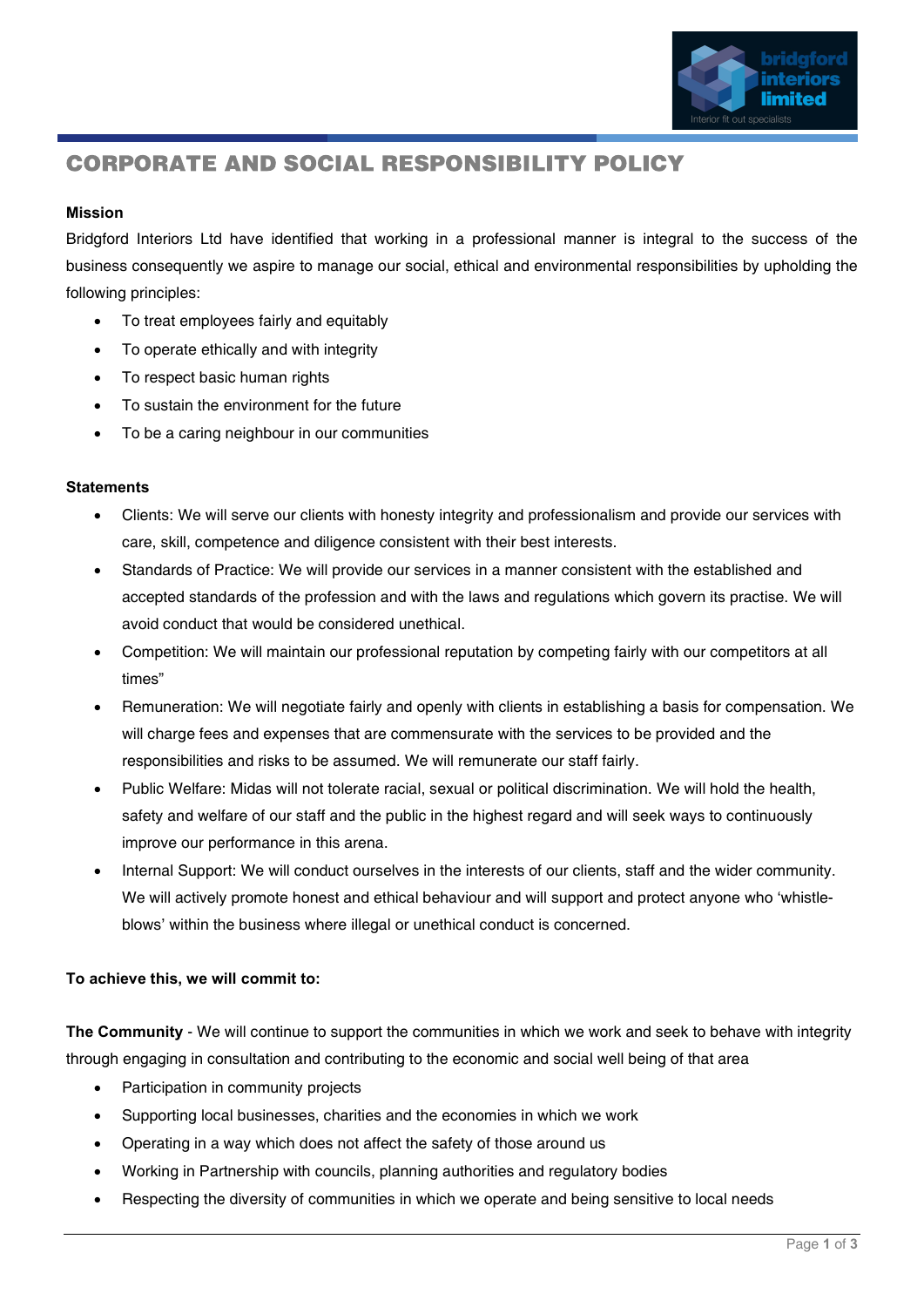# CORPORATE AND SOCIAL RESPONSIBILITY POLICY

**Mission**

Bridgford Interiors Ltd have identified that working in a professional manner is integral to the success of the business consequently we aspire to manage our social, ethical and environmental responsibilities by upholding the following principles:

- To treat employees fairly and equitably
- To operate ethically and with integrity
- To respect basic human rights
- To sustain the environment for the future
- To be a caring neighbour in our communities

**Statements**

- Clients: We will serve our clients with honesty integrity and professionalism and provide our services with care, skill, competence and diligence consistent with their best interests.
- Standards of Practice: We will provide our services in a manner consistent with the established and accepted standards of the profession and with the laws and regulations which govern its practise. We will avoid conduct that would be considered unethical.
- Competition: We will maintain our professional reputation by competing fairly with our competitors at all times"
- Remuneration: We will negotiate fairly and openly with clients in establishing a basis for compensation. We will charge fees and expenses that are commensurate with the services to be provided and the responsibilities and risks to be assumed. We will remunerate our staff fairly.
- Public Welfare: Midas will not tolerate racial, sexual or political discrimination. We will hold the health, safety and welfare of our staff and the public in the highest regard and will seek ways to continuously improve our performance in this arena.
- Internal Support: We will conduct ourselves in the interests of our clients, staff and the wider community. We will actively promote honest and ethical behaviour and will support and protect anyone who 'whistle-blows' within the business where illegal or unethical conduct is concerned.

**To achieve this, we will commit to:**

**The Community** - We will continue to support the communities in which we work and seek to behave with integrity through engaging in consultation and contributing to the economic and social well being of that area

- Participation in community projects
- Supporting local businesses, charities and the economies in which we work
- Operating in a way which does not affect the safety of those around us
- Working in Partnership with councils, planning authorities and regulatory bodies
- Respecting the diversity of communities in which we operate and being sensitive to local needs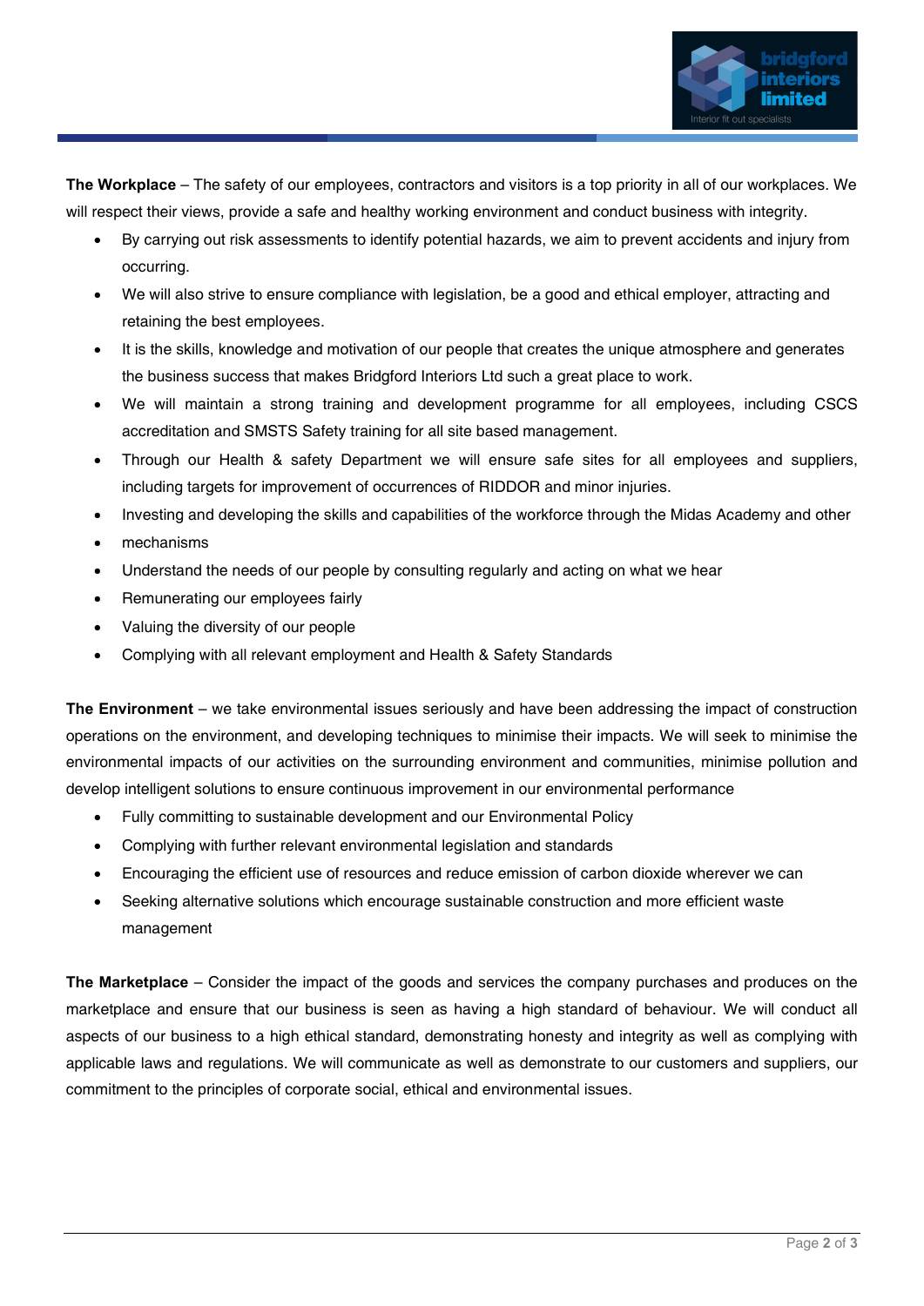**The Workplace** – The safety of our employees, contractors and visitors is a top priority in all of our workplaces. We will respect their views, provide a safe and healthy working environment and conduct business with integrity.

- By carrying out risk assessments to identify potential hazards, we aim to prevent accidents and injury from occurring.
- We will also strive to ensure compliance with legislation, be a good and ethical employer, attracting and retaining the best employees.
- It is the skills, knowledge and motivation of our people that creates the unique atmosphere and generates the business success that makes Bridgford Interiors Ltd such a great place to work.
- We will maintain a strong training and development programme for all employees, including CSCS accreditation and SMSTS Safety training for all site based management.
- Through our Health & safety Department we will ensure safe sites for all employees and suppliers, including targets for improvement of occurrences of RIDDOR and minor injuries.
- Investing and developing the skills and capabilities of the workforce through the Midas Academy and other
- mechanisms
- Understand the needs of our people by consulting regularly and acting on what we hear
- Remunerating our employees fairly
- Valuing the diversity of our people
- Complying with all relevant employment and Health & Safety Standards

**The Environment** – we take environmental issues seriously and have been addressing the impact of construction operations on the environment, and developing techniques to minimise their impacts. We will seek to minimise the environmental impacts of our activities on the surrounding environment and communities, minimise pollution and develop intelligent solutions to ensure continuous improvement in our environmental performance

- Fully committing to sustainable development and our Environmental Policy
- Complying with further relevant environmental legislation and standards
- Encouraging the efficient use of resources and reduce emission of carbon dioxide wherever we can
- Seeking alternative solutions which encourage sustainable construction and more efficient waste management

**The Marketplace** – Consider the impact of the goods and services the company purchases and produces on the marketplace and ensure that our business is seen as having a high standard of behaviour. We will conduct all aspects of our business to a high ethical standard, demonstrating honesty and integrity as well as complying with applicable laws and regulations. We will communicate as well as demonstrate to our customers and suppliers, our commitment to the principles of corporate social, ethical and environmental issues.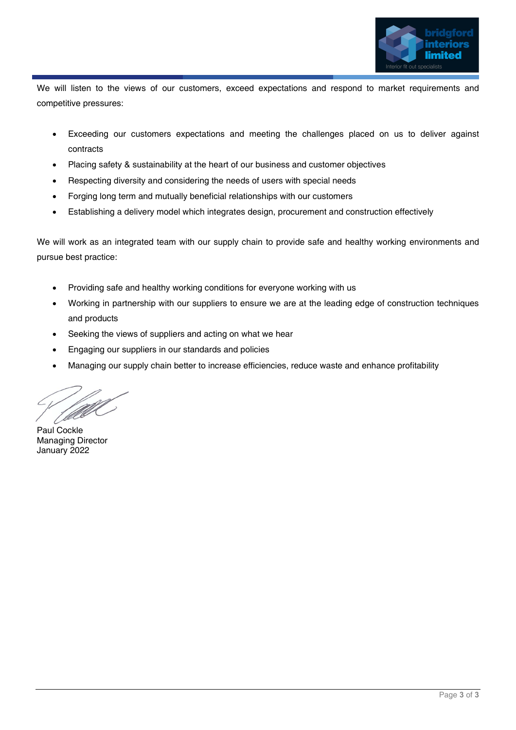We will listen to the views of our customers, exceed expectations and respond to market requirements and competitive pressures:

- Exceeding our customers expectations and meeting the challenges placed on us to deliver against contracts
- Placing safety & sustainability at the heart of our business and customer objectives
- Respecting diversity and considering the needs of users with special needs
- Forging long term and mutually beneficial relationships with our customers
- Establishing a delivery model which integrates design, procurement and construction effectively

We will work as an integrated team with our supply chain to provide safe and healthy working environments and pursue best practice:

- Providing safe and healthy working conditions for everyone working with us
- Working in partnership with our suppliers to ensure we are at the leading edge of construction techniques and products
- Seeking the views of suppliers and acting on what we hear
- Engaging our suppliers in our standards and policies
- Managing our supply chain better to increase efficiencies, reduce waste and enhance profitability

Paul Cockle
Managing Director
January 2022